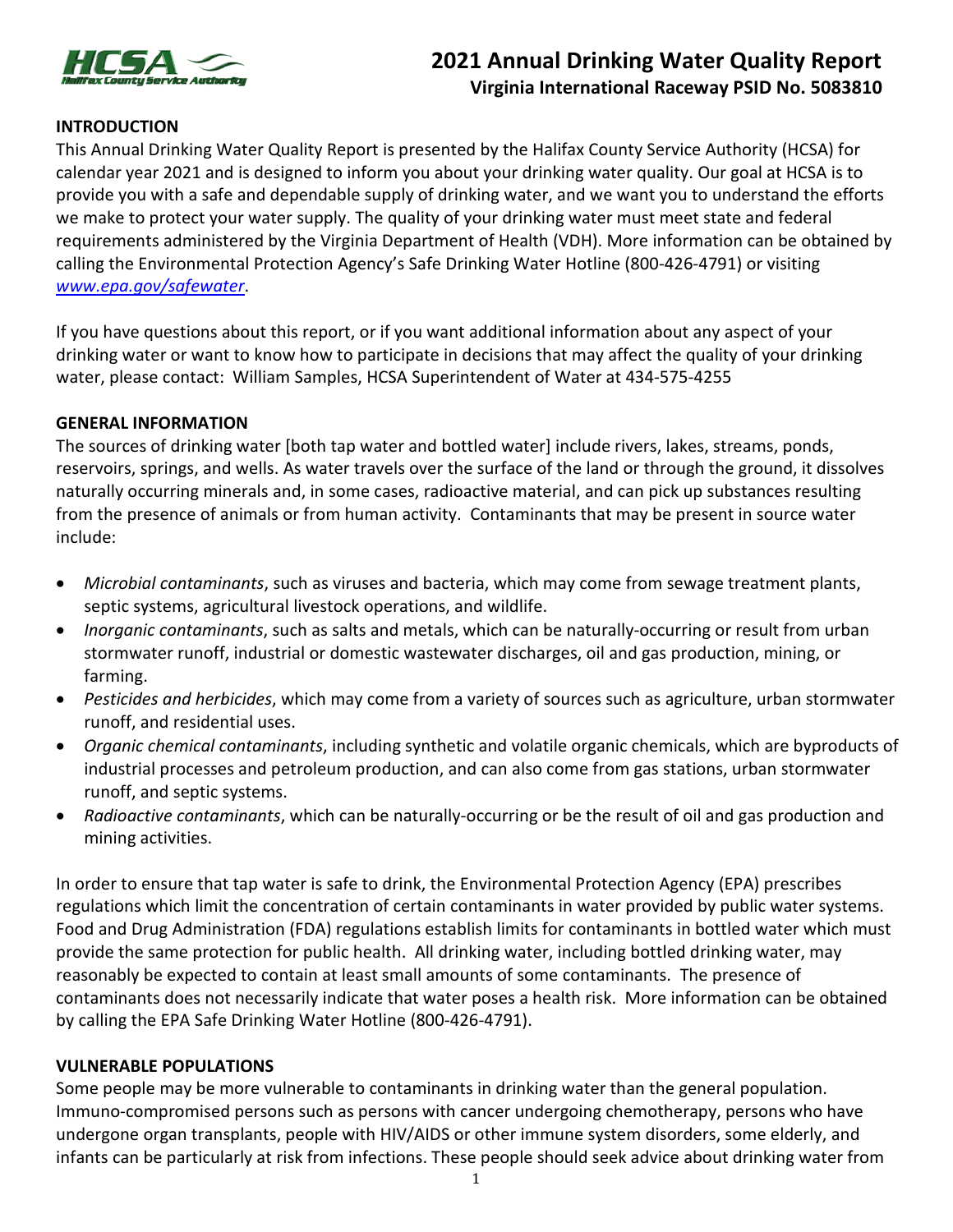# 2021 Annual Drinking Water Quality Report
## Virginia International Raceway PSID No. 5083810

**INTRODUCTION**

This Annual Drinking Water Quality Report is presented by the Halifax County Service Authority (HCSA) for calendar year 2021 and is designed to inform you about your drinking water quality. Our goal at HCSA is to provide you with a safe and dependable supply of drinking water, and we want you to understand the efforts we make to protect your water supply. The quality of your drinking water must meet state and federal requirements administered by the Virginia Department of Health (VDH). More information can be obtained by calling the Environmental Protection Agency's Safe Drinking Water Hotline (800-426-4791) or visiting *www.epa.gov/safewater*.

If you have questions about this report, or if you want additional information about any aspect of your drinking water or want to know how to participate in decisions that may affect the quality of your drinking water, please contact: William Samples, HCSA Superintendent of Water at 434-575-4255

**GENERAL INFORMATION**

The sources of drinking water [both tap water and bottled water] include rivers, lakes, streams, ponds, reservoirs, springs, and wells. As water travels over the surface of the land or through the ground, it dissolves naturally occurring minerals and, in some cases, radioactive material, and can pick up substances resulting from the presence of animals or from human activity. Contaminants that may be present in source water include:

- *Microbial contaminants*, such as viruses and bacteria, which may come from sewage treatment plants, septic systems, agricultural livestock operations, and wildlife.
- *Inorganic contaminants*, such as salts and metals, which can be naturally-occurring or result from urban stormwater runoff, industrial or domestic wastewater discharges, oil and gas production, mining, or farming.
- *Pesticides and herbicides*, which may come from a variety of sources such as agriculture, urban stormwater runoff, and residential uses.
- *Organic chemical contaminants*, including synthetic and volatile organic chemicals, which are byproducts of industrial processes and petroleum production, and can also come from gas stations, urban stormwater runoff, and septic systems.
- *Radioactive contaminants*, which can be naturally-occurring or be the result of oil and gas production and mining activities.

In order to ensure that tap water is safe to drink, the Environmental Protection Agency (EPA) prescribes regulations which limit the concentration of certain contaminants in water provided by public water systems. Food and Drug Administration (FDA) regulations establish limits for contaminants in bottled water which must provide the same protection for public health. All drinking water, including bottled drinking water, may reasonably be expected to contain at least small amounts of some contaminants. The presence of contaminants does not necessarily indicate that water poses a health risk. More information can be obtained by calling the EPA Safe Drinking Water Hotline (800-426-4791).

**VULNERABLE POPULATIONS**

Some people may be more vulnerable to contaminants in drinking water than the general population. Immuno-compromised persons such as persons with cancer undergoing chemotherapy, persons who have undergone organ transplants, people with HIV/AIDS or other immune system disorders, some elderly, and infants can be particularly at risk from infections. These people should seek advice about drinking water from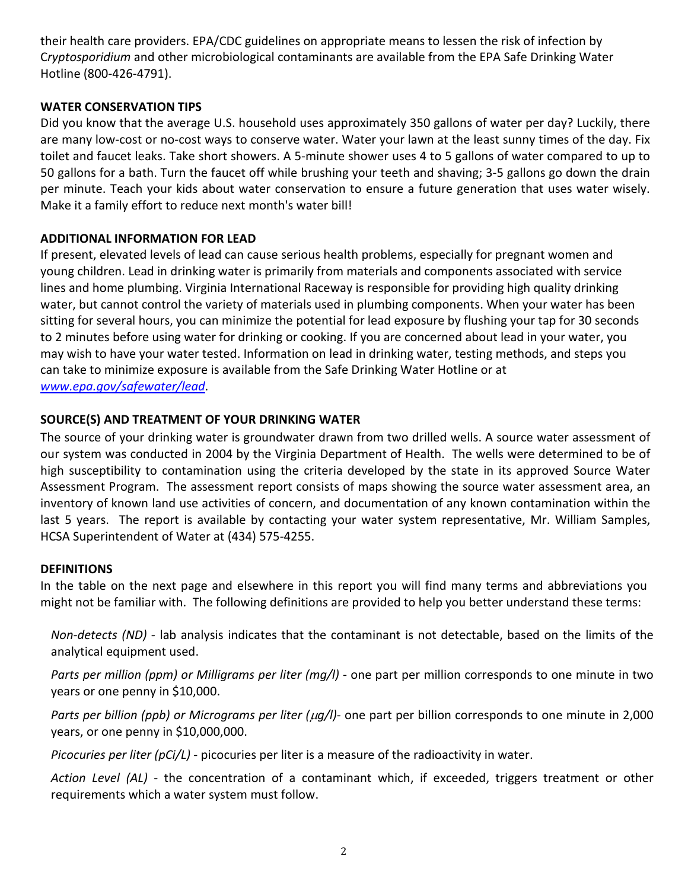their health care providers. EPA/CDC guidelines on appropriate means to lessen the risk of infection by C*ryptosporidium* and other microbiological contaminants are available from the EPA Safe Drinking Water Hotline (800-426-4791).

**WATER CONSERVATION TIPS**

Did you know that the average U.S. household uses approximately 350 gallons of water per day? Luckily, there are many low-cost or no-cost ways to conserve water. Water your lawn at the least sunny times of the day. Fix toilet and faucet leaks. Take short showers. A 5-minute shower uses 4 to 5 gallons of water compared to up to 50 gallons for a bath. Turn the faucet off while brushing your teeth and shaving; 3-5 gallons go down the drain per minute. Teach your kids about water conservation to ensure a future generation that uses water wisely. Make it a family effort to reduce next month's water bill!

**ADDITIONAL INFORMATION FOR LEAD**

If present, elevated levels of lead can cause serious health problems, especially for pregnant women and young children. Lead in drinking water is primarily from materials and components associated with service lines and home plumbing. Virginia International Raceway is responsible for providing high quality drinking water, but cannot control the variety of materials used in plumbing components. When your water has been sitting for several hours, you can minimize the potential for lead exposure by flushing your tap for 30 seconds to 2 minutes before using water for drinking or cooking. If you are concerned about lead in your water, you may wish to have your water tested. Information on lead in drinking water, testing methods, and steps you can take to minimize exposure is available from the Safe Drinking Water Hotline or at *www.epa.gov/safewater/lead*.

**SOURCE(S) AND TREATMENT OF YOUR DRINKING WATER**

The source of your drinking water is groundwater drawn from two drilled wells. A source water assessment of our system was conducted in 2004 by the Virginia Department of Health. The wells were determined to be of high susceptibility to contamination using the criteria developed by the state in its approved Source Water Assessment Program. The assessment report consists of maps showing the source water assessment area, an inventory of known land use activities of concern, and documentation of any known contamination within the last 5 years. The report is available by contacting your water system representative, Mr. William Samples, HCSA Superintendent of Water at (434) 575-4255.

**DEFINITIONS**

In the table on the next page and elsewhere in this report you will find many terms and abbreviations you might not be familiar with. The following definitions are provided to help you better understand these terms:

*Non-detects (ND)* - lab analysis indicates that the contaminant is not detectable, based on the limits of the analytical equipment used.

*Parts per million (ppm) or Milligrams per liter (mg/l)* - one part per million corresponds to one minute in two years or one penny in $10,000.

*Parts per billion (ppb) or Micrograms per liter (μg/l)*- one part per billion corresponds to one minute in 2,000 years, or one penny in $10,000,000.

*Picocuries per liter (pCi/L)* - picocuries per liter is a measure of the radioactivity in water.

*Action Level (AL)* - the concentration of a contaminant which, if exceeded, triggers treatment or other requirements which a water system must follow.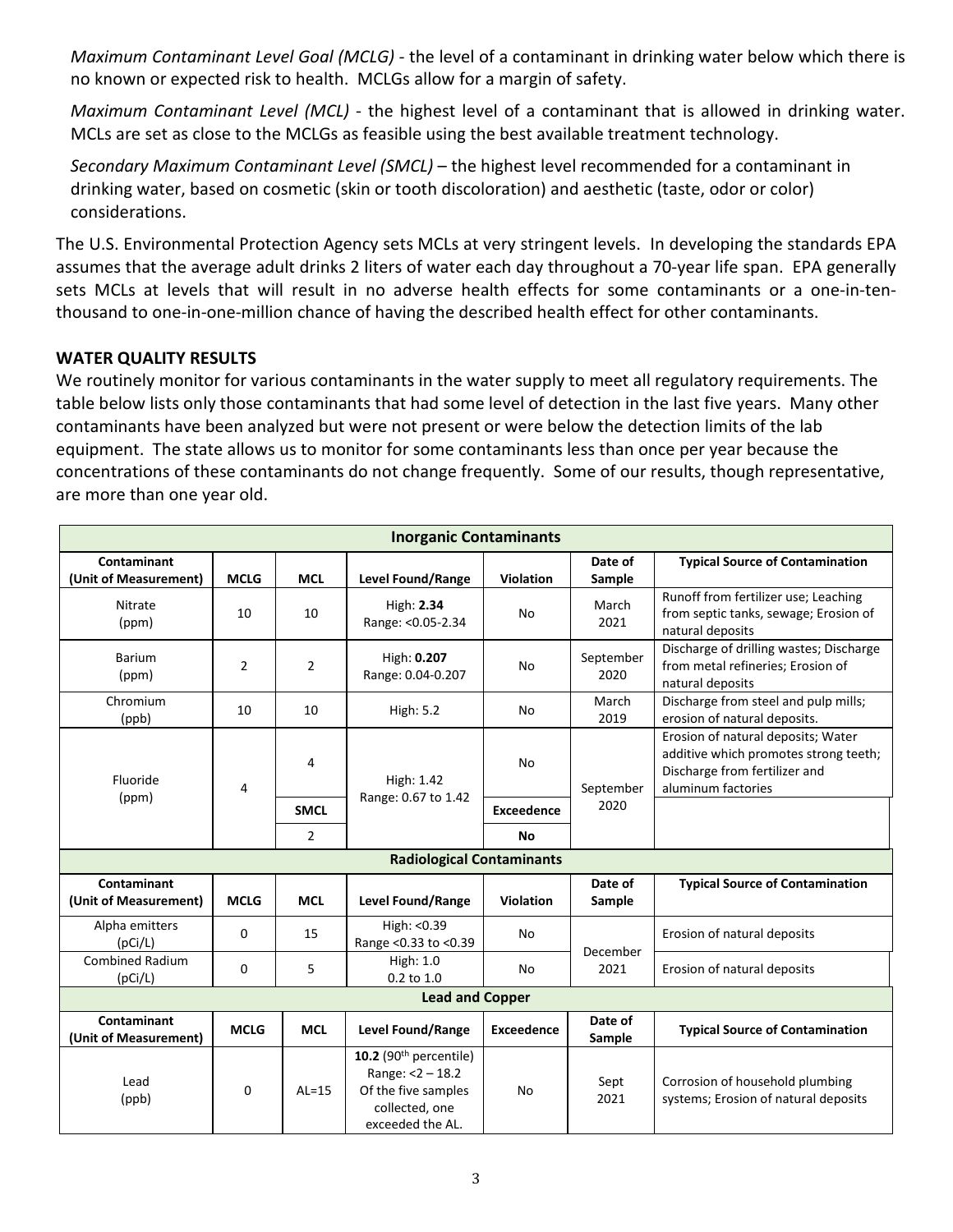*Maximum Contaminant Level Goal (MCLG)* - the level of a contaminant in drinking water below which there is no known or expected risk to health. MCLGs allow for a margin of safety.

*Maximum Contaminant Level (MCL)* - the highest level of a contaminant that is allowed in drinking water. MCLs are set as close to the MCLGs as feasible using the best available treatment technology.

*Secondary Maximum Contaminant Level (SMCL)* – the highest level recommended for a contaminant in drinking water, based on cosmetic (skin or tooth discoloration) and aesthetic (taste, odor or color) considerations.

The U.S. Environmental Protection Agency sets MCLs at very stringent levels. In developing the standards EPA assumes that the average adult drinks 2 liters of water each day throughout a 70-year life span. EPA generally sets MCLs at levels that will result in no adverse health effects for some contaminants or a one-in-ten-thousand to one-in-one-million chance of having the described health effect for other contaminants.

## WATER QUALITY RESULTS

We routinely monitor for various contaminants in the water supply to meet all regulatory requirements. The table below lists only those contaminants that had some level of detection in the last five years. Many other contaminants have been analyzed but were not present or were below the detection limits of the lab equipment. The state allows us to monitor for some contaminants less than once per year because the concentrations of these contaminants do not change frequently. Some of our results, though representative, are more than one year old.

| **Inorganic Contaminants** | | | | | | |
|---|---|---|---|---|---|---|
| **Contaminant (Unit of Measurement)** | **MCLG** | **MCL** | **Level Found/Range** | **Violation** | **Date of Sample** | **Typical Source of Contamination** |
| Nitrate (ppm) | 10 | 10 | High: **2.34** Range: <0.05-2.34 | No | March 2021 | Runoff from fertilizer use; Leaching from septic tanks, sewage; Erosion of natural deposits |
| Barium (ppm) | 2 | 2 | High: **0.207** Range: 0.04-0.207 | No | September 2020 | Discharge of drilling wastes; Discharge from metal refineries; Erosion of natural deposits |
| Chromium (ppb) | 10 | 10 | High: 5.2 | No | March 2019 | Discharge from steel and pulp mills; erosion of natural deposits. |
| Fluoride (ppm) | 4 | 4 | High: 1.42 Range: 0.67 to 1.42 | No | September 2020 | Erosion of natural deposits; Water additive which promotes strong teeth; Discharge from fertilizer and aluminum factories |
| | | **SMCL** | | **Exceedence** | | |
| | | 2 | | **No** | | |
| **Radiological Contaminants** | | | | | | |
| **Contaminant (Unit of Measurement)** | **MCLG** | **MCL** | **Level Found/Range** | **Violation** | **Date of Sample** | **Typical Source of Contamination** |
| Alpha emitters (pCi/L) | 0 | 15 | High: <0.39 Range <0.33 to <0.39 | No | December 2021 | Erosion of natural deposits |
| Combined Radium (pCi/L) | 0 | 5 | High: 1.0 0.2 to 1.0 | No | December 2021 | Erosion of natural deposits |
| **Lead and Copper** | | | | | | |
| **Contaminant (Unit of Measurement)** | **MCLG** | **MCL** | **Level Found/Range** | **Exceedence** | **Date of Sample** | **Typical Source of Contamination** |
| Lead (ppb) | 0 | AL=15 | **10.2** (90th percentile) Range: <2 – 18.2 Of the five samples collected, one exceeded the AL. | No | Sept 2021 | Corrosion of household plumbing systems; Erosion of natural deposits |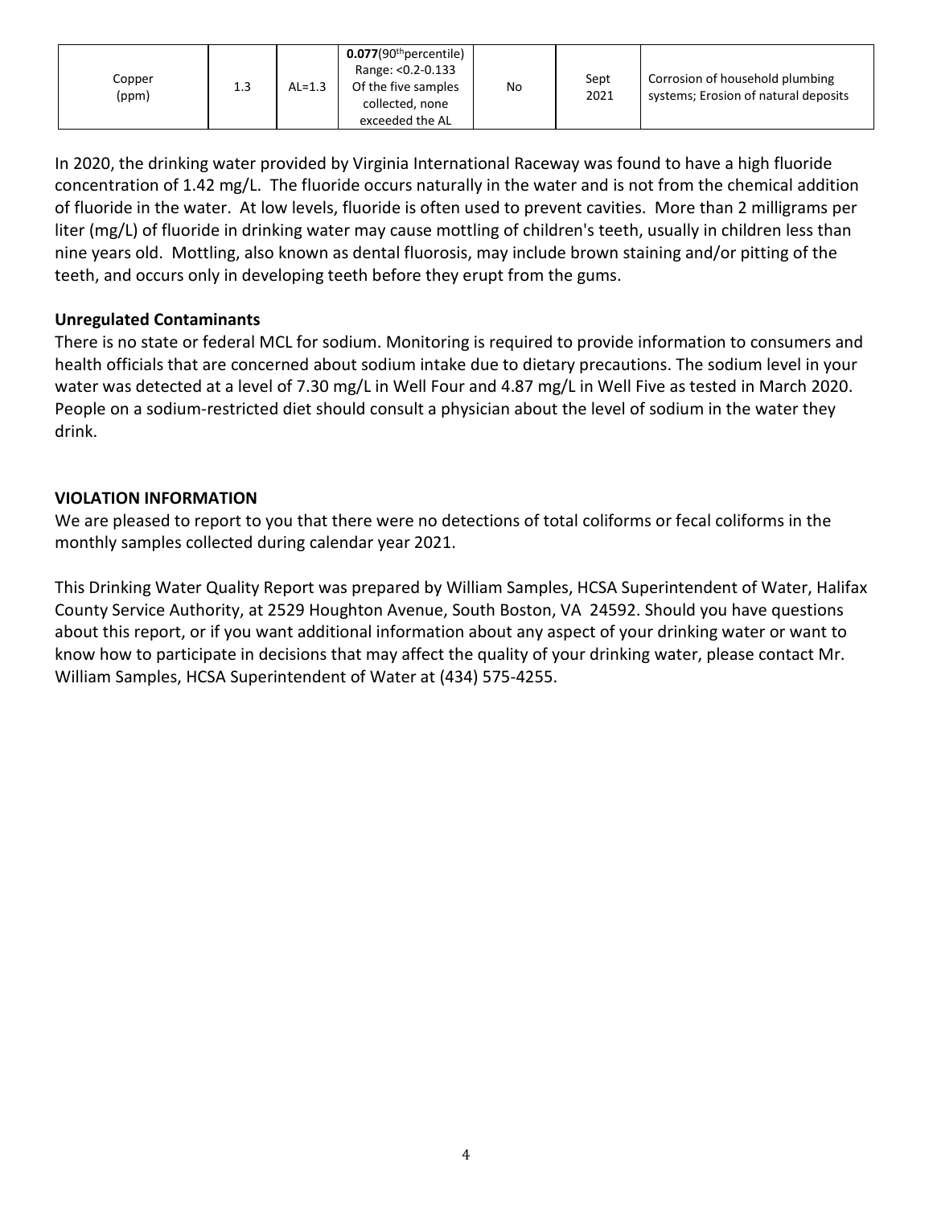| | | | | | | |
|---|---|---|---|---|---|---|
| Copper (ppm) | 1.3 | AL=1.3 | **0.077**(90th percentile) Range: <0.2-0.133 Of the five samples collected, none exceeded the AL | No | Sept 2021 | Corrosion of household plumbing systems; Erosion of natural deposits |

In 2020, the drinking water provided by Virginia International Raceway was found to have a high fluoride concentration of 1.42 mg/L. The fluoride occurs naturally in the water and is not from the chemical addition of fluoride in the water. At low levels, fluoride is often used to prevent cavities. More than 2 milligrams per liter (mg/L) of fluoride in drinking water may cause mottling of children's teeth, usually in children less than nine years old. Mottling, also known as dental fluorosis, may include brown staining and/or pitting of the teeth, and occurs only in developing teeth before they erupt from the gums.

**Unregulated Contaminants**

There is no state or federal MCL for sodium. Monitoring is required to provide information to consumers and health officials that are concerned about sodium intake due to dietary precautions. The sodium level in your water was detected at a level of 7.30 mg/L in Well Four and 4.87 mg/L in Well Five as tested in March 2020. People on a sodium-restricted diet should consult a physician about the level of sodium in the water they drink.

**VIOLATION INFORMATION**

We are pleased to report to you that there were no detections of total coliforms or fecal coliforms in the monthly samples collected during calendar year 2021.

This Drinking Water Quality Report was prepared by William Samples, HCSA Superintendent of Water, Halifax County Service Authority, at 2529 Houghton Avenue, South Boston, VA 24592. Should you have questions about this report, or if you want additional information about any aspect of your drinking water or want to know how to participate in decisions that may affect the quality of your drinking water, please contact Mr. William Samples, HCSA Superintendent of Water at (434) 575-4255.